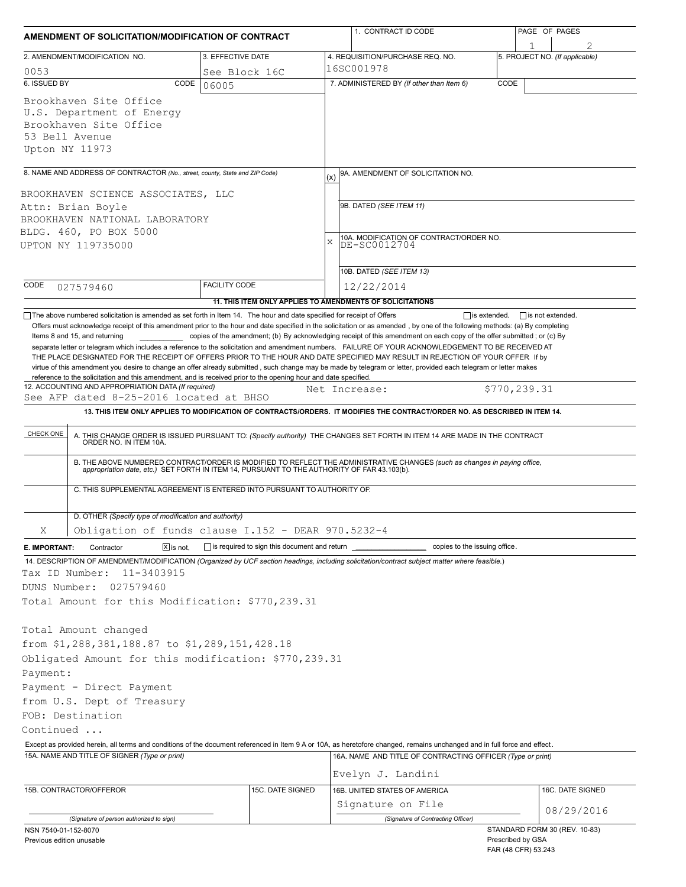# AMENDMENT OF SOLICITATION/MODIFICATION OF CONTRACT

| 1. CONTRACT ID CODE | PAGE OF PAGES |
|---|---|
| | 1 of 2 |

| 2. AMENDMENT/MODIFICATION NO. | 3. EFFECTIVE DATE | 4. REQUISITION/PURCHASE REQ. NO. | 5. PROJECT NO. (If applicable) |
|---|---|---|---|
| 0053 | See Block 16C | 16SC001978 | |

| 6. ISSUED BY | CODE | 7. ADMINISTERED BY (If other than Item 6) | CODE |
|---|---|---|---|
| Brookhaven Site Office<br>U.S. Department of Energy<br>Brookhaven Site Office<br>53 Bell Avenue<br>Upton NY 11973 | 06005 | | |

**8. NAME AND ADDRESS OF CONTRACTOR** (No., street, county, State and ZIP Code)

BROOKHAVEN SCIENCE ASSOCIATES, LLC
Attn: Brian Boyle
BROOKHAVEN NATIONAL LABORATORY
BLDG. 460, PO BOX 5000
UPTON NY 119735000

CODE 027579460 | FACILITY CODE

| (x) | |
|---|---|
| | 9A. AMENDMENT OF SOLICITATION NO. |
| | 9B. DATED (SEE ITEM 11) |
| X | 10A. MODIFICATION OF CONTRACT/ORDER NO. DE-SC0012704 |
| | 10B. DATED (SEE ITEM 13) 12/22/2014 |

**11. THIS ITEM ONLY APPLIES TO AMENDMENTS OF SOLICITATIONS**

☐ The above numbered solicitation is amended as set forth in Item 14. The hour and date specified for receipt of Offers ☐ is extended, ☐ is not extended.

Offers must acknowledge receipt of this amendment prior to the hour and date specified in the solicitation or as amended , by one of the following methods: (a) By completing Items 8 and 15, and returning ________ copies of the amendment; (b) By acknowledging receipt of this amendment on each copy of the offer submitted ; or (c) By separate letter or telegram which includes a reference to the solicitation and amendment numbers. FAILURE OF YOUR ACKNOWLEDGEMENT TO BE RECEIVED AT THE PLACE DESIGNATED FOR THE RECEIPT OF OFFERS PRIOR TO THE HOUR AND DATE SPECIFIED MAY RESULT IN REJECTION OF YOUR OFFER If by virtue of this amendment you desire to change an offer already submitted , such change may be made by telegram or letter, provided each telegram or letter makes reference to the solicitation and this amendment, and is received prior to the opening hour and date specified.

**12. ACCOUNTING AND APPROPRIATION DATA** (If required)
See AFP dated 8-25-2016 located at BHSO — Net Increase: $770,239.31

**13. THIS ITEM ONLY APPLIES TO MODIFICATION OF CONTRACTS/ORDERS. IT MODIFIES THE CONTRACT/ORDER NO. AS DESCRIBED IN ITEM 14.**

| CHECK ONE | |
|---|---|
| | A. THIS CHANGE ORDER IS ISSUED PURSUANT TO: (Specify authority) THE CHANGES SET FORTH IN ITEM 14 ARE MADE IN THE CONTRACT ORDER NO. IN ITEM 10A. |
| | B. THE ABOVE NUMBERED CONTRACT/ORDER IS MODIFIED TO REFLECT THE ADMINISTRATIVE CHANGES (such as changes in paying office, appropriation date, etc.) SET FORTH IN ITEM 14, PURSUANT TO THE AUTHORITY OF FAR 43.103(b). |
| | C. THIS SUPPLEMENTAL AGREEMENT IS ENTERED INTO PURSUANT TO AUTHORITY OF: |
| X | D. OTHER (Specify type of modification and authority) Obligation of funds clause I.152 - DEAR 970.5232-4 |

**E. IMPORTANT:** Contractor ☒ is not, ☐ is required to sign this document and return ________ copies to the issuing office.

**14. DESCRIPTION OF AMENDMENT/MODIFICATION** (Organized by UCF section headings, including solicitation/contract subject matter where feasible.)

Tax ID Number: 11-3403915
DUNS Number: 027579460
Total Amount for this Modification: $770,239.31

Total Amount changed
from $1,288,381,188.87 to $1,289,151,428.18
Obligated Amount for this modification: $770,239.31
Payment:
Payment - Direct Payment
from U.S. Dept of Treasury
FOB: Destination
Continued ...

Except as provided herein, all terms and conditions of the document referenced in Item 9 A or 10A, as heretofore changed, remains unchanged and in full force and effect.

| 15A. NAME AND TITLE OF SIGNER (Type or print) | | 16A. NAME AND TITLE OF CONTRACTING OFFICER (Type or print) | |
|---|---|---|---|
| | | Evelyn J. Landini | |
| 15B. CONTRACTOR/OFFEROR | 15C. DATE SIGNED | 16B. UNITED STATES OF AMERICA | 16C. DATE SIGNED |
| (Signature of person authorized to sign) | | Signature on File<br>(Signature of Contracting Officer) | 08/29/2016 |

NSN 7540-01-152-8070
Previous edition unusable

STANDARD FORM 30 (REV. 10-83)
Prescribed by GSA
FAR (48 CFR) 53.243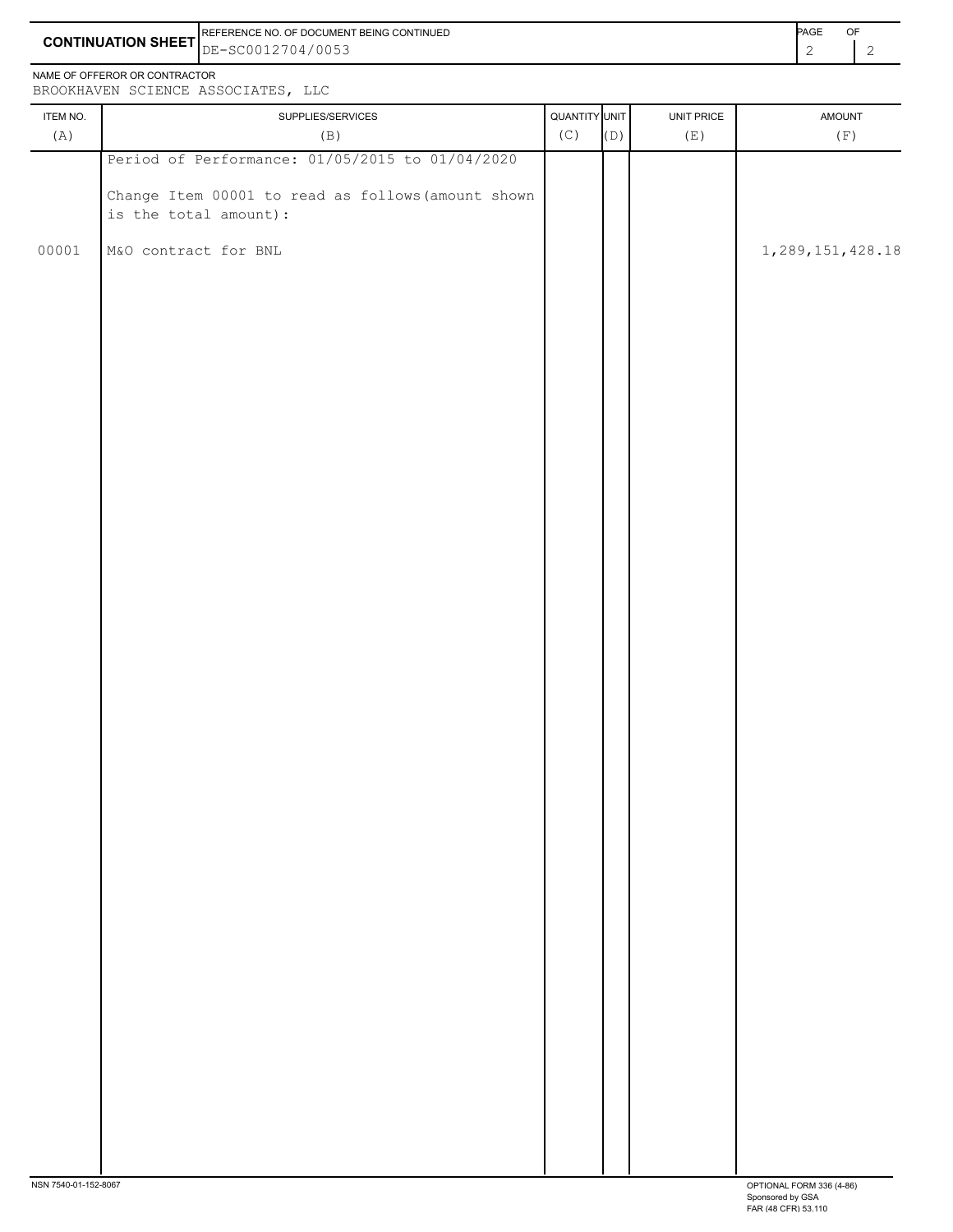**CONTINUATION SHEET**

REFERENCE NO. OF DOCUMENT BEING CONTINUED
DE-SC0012704/0053

NAME OF OFFEROR OR CONTRACTOR
BROOKHAVEN SCIENCE ASSOCIATES, LLC

| ITEM NO. (A) | SUPPLIES/SERVICES (B) | QUANTITY (C) | UNIT (D) | UNIT PRICE (E) | AMOUNT (F) |
|---|---|---|---|---|---|
| | Period of Performance: 01/05/2015 to 01/04/2020 | | | | |
| | Change Item 00001 to read as follows(amount shown is the total amount): | | | | |
| 00001 | M&O contract for BNL | | | | 1,289,151,428.18 |

NSN 7540-01-152-8067

OPTIONAL FORM 336 (4-86)
Sponsored by GSA
FAR (48 CFR) 53.110